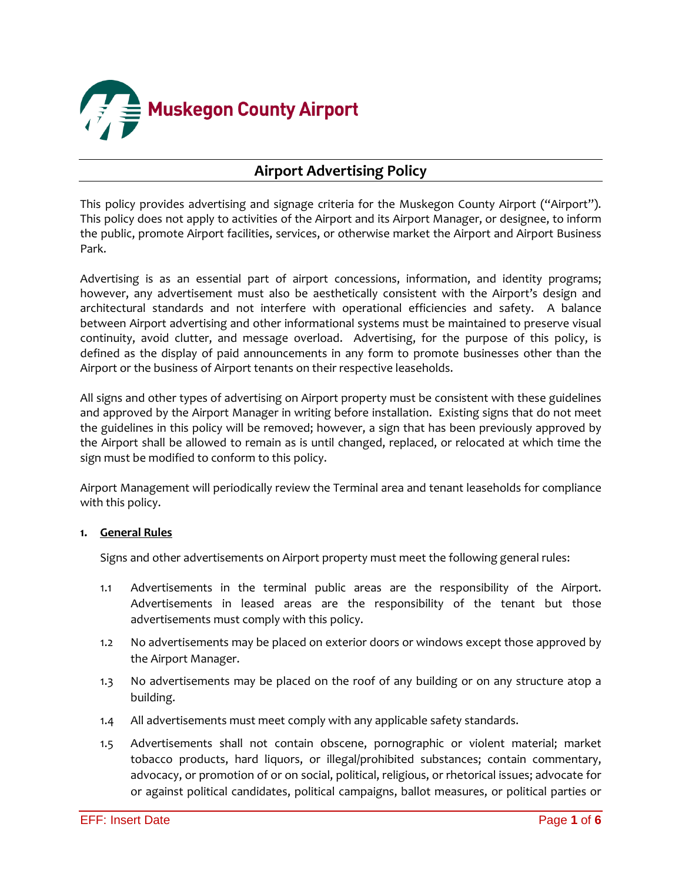Muskegon County Airport

# Airport Advertising Policy

This policy provides advertising and signage criteria for the Muskegon County Airport ("Airport"). This policy does not apply to activities of the Airport and its Airport Manager, or designee, to inform the public, promote Airport facilities, services, or otherwise market the Airport and Airport Business Park.

Advertising is as an essential part of airport concessions, information, and identity programs; however, any advertisement must also be aesthetically consistent with the Airport's design and architectural standards and not interfere with operational efficiencies and safety. A balance between Airport advertising and other informational systems must be maintained to preserve visual continuity, avoid clutter, and message overload. Advertising, for the purpose of this policy, is defined as the display of paid announcements in any form to promote businesses other than the Airport or the business of Airport tenants on their respective leaseholds.

All signs and other types of advertising on Airport property must be consistent with these guidelines and approved by the Airport Manager in writing before installation. Existing signs that do not meet the guidelines in this policy will be removed; however, a sign that has been previously approved by the Airport shall be allowed to remain as is until changed, replaced, or relocated at which time the sign must be modified to conform to this policy.

Airport Management will periodically review the Terminal area and tenant leaseholds for compliance with this policy.

## 1. General Rules

Signs and other advertisements on Airport property must meet the following general rules:

1.1 Advertisements in the terminal public areas are the responsibility of the Airport. Advertisements in leased areas are the responsibility of the tenant but those advertisements must comply with this policy.

1.2 No advertisements may be placed on exterior doors or windows except those approved by the Airport Manager.

1.3 No advertisements may be placed on the roof of any building or on any structure atop a building.

1.4 All advertisements must meet comply with any applicable safety standards.

1.5 Advertisements shall not contain obscene, pornographic or violent material; market tobacco products, hard liquors, or illegal/prohibited substances; contain commentary, advocacy, or promotion of or on social, political, religious, or rhetorical issues; advocate for or against political candidates, political campaigns, ballot measures, or political parties or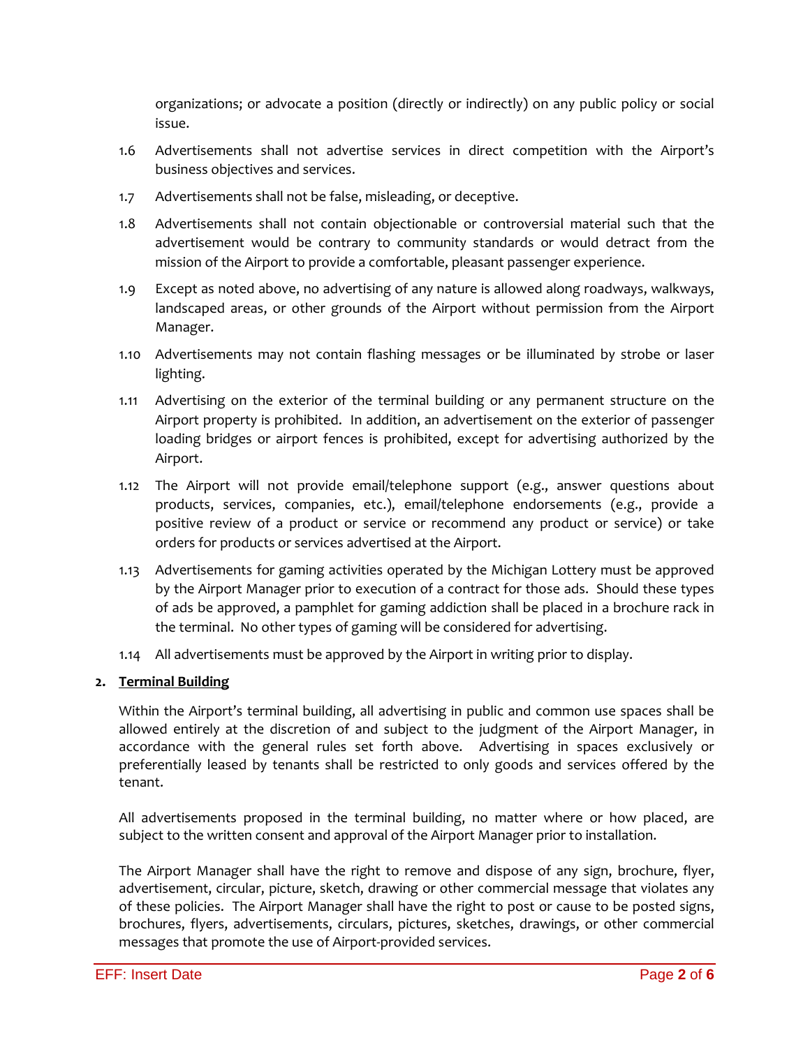organizations; or advocate a position (directly or indirectly) on any public policy or social issue.

1.6 Advertisements shall not advertise services in direct competition with the Airport's business objectives and services.

1.7 Advertisements shall not be false, misleading, or deceptive.

1.8 Advertisements shall not contain objectionable or controversial material such that the advertisement would be contrary to community standards or would detract from the mission of the Airport to provide a comfortable, pleasant passenger experience.

1.9 Except as noted above, no advertising of any nature is allowed along roadways, walkways, landscaped areas, or other grounds of the Airport without permission from the Airport Manager.

1.10 Advertisements may not contain flashing messages or be illuminated by strobe or laser lighting.

1.11 Advertising on the exterior of the terminal building or any permanent structure on the Airport property is prohibited. In addition, an advertisement on the exterior of passenger loading bridges or airport fences is prohibited, except for advertising authorized by the Airport.

1.12 The Airport will not provide email/telephone support (e.g., answer questions about products, services, companies, etc.), email/telephone endorsements (e.g., provide a positive review of a product or service or recommend any product or service) or take orders for products or services advertised at the Airport.

1.13 Advertisements for gaming activities operated by the Michigan Lottery must be approved by the Airport Manager prior to execution of a contract for those ads. Should these types of ads be approved, a pamphlet for gaming addiction shall be placed in a brochure rack in the terminal. No other types of gaming will be considered for advertising.

1.14 All advertisements must be approved by the Airport in writing prior to display.

**2. <u>Terminal Building</u>**

Within the Airport's terminal building, all advertising in public and common use spaces shall be allowed entirely at the discretion of and subject to the judgment of the Airport Manager, in accordance with the general rules set forth above. Advertising in spaces exclusively or preferentially leased by tenants shall be restricted to only goods and services offered by the tenant.

All advertisements proposed in the terminal building, no matter where or how placed, are subject to the written consent and approval of the Airport Manager prior to installation.

The Airport Manager shall have the right to remove and dispose of any sign, brochure, flyer, advertisement, circular, picture, sketch, drawing or other commercial message that violates any of these policies. The Airport Manager shall have the right to post or cause to be posted signs, brochures, flyers, advertisements, circulars, pictures, sketches, drawings, or other commercial messages that promote the use of Airport-provided services.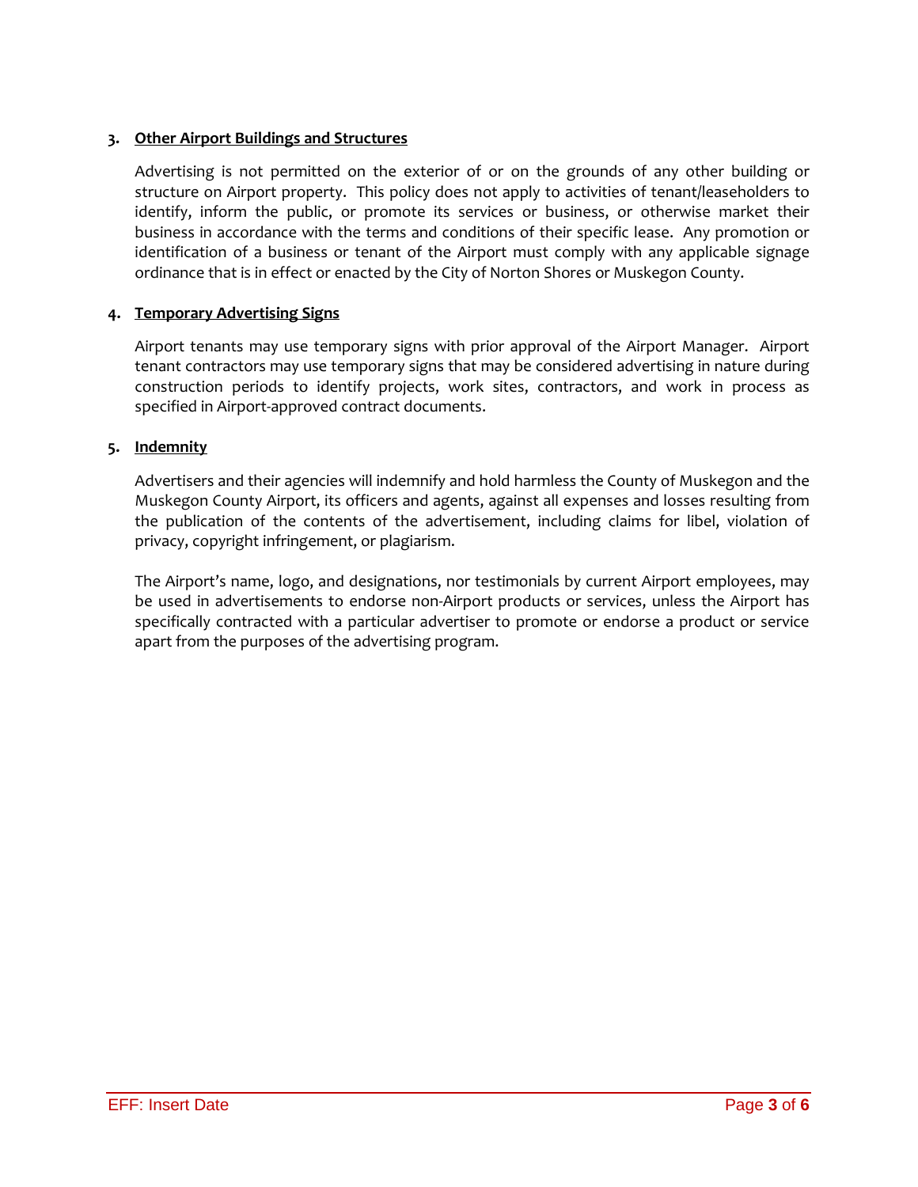### 3. Other Airport Buildings and Structures

Advertising is not permitted on the exterior of or on the grounds of any other building or structure on Airport property. This policy does not apply to activities of tenant/leaseholders to identify, inform the public, or promote its services or business, or otherwise market their business in accordance with the terms and conditions of their specific lease. Any promotion or identification of a business or tenant of the Airport must comply with any applicable signage ordinance that is in effect or enacted by the City of Norton Shores or Muskegon County.

### 4. Temporary Advertising Signs

Airport tenants may use temporary signs with prior approval of the Airport Manager. Airport tenant contractors may use temporary signs that may be considered advertising in nature during construction periods to identify projects, work sites, contractors, and work in process as specified in Airport-approved contract documents.

### 5. Indemnity

Advertisers and their agencies will indemnify and hold harmless the County of Muskegon and the Muskegon County Airport, its officers and agents, against all expenses and losses resulting from the publication of the contents of the advertisement, including claims for libel, violation of privacy, copyright infringement, or plagiarism.

The Airport's name, logo, and designations, nor testimonials by current Airport employees, may be used in advertisements to endorse non-Airport products or services, unless the Airport has specifically contracted with a particular advertiser to promote or endorse a product or service apart from the purposes of the advertising program.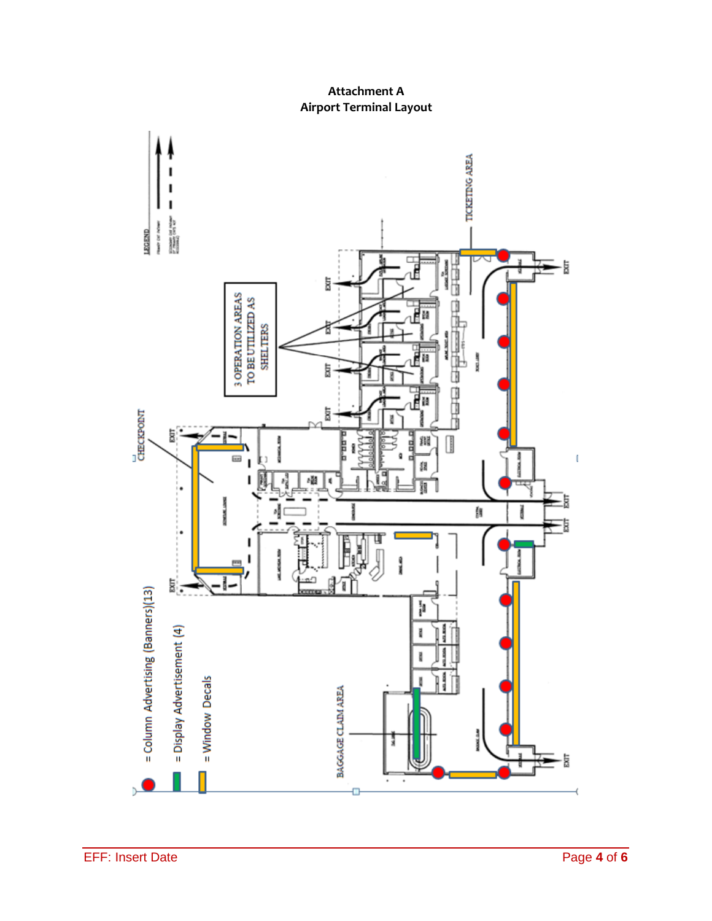**Attachment A**
**Airport Terminal Layout**

= Column Advertising (Banners)(13)

= Display Advertisement (4)

= Window Decals

BAGGAGE CLAIM AREA

CHECKPOINT

3 OPERATION AREAS TO BE UTILIZED AS SHELTERS

TICKETING AREA

EXIT

LEGEND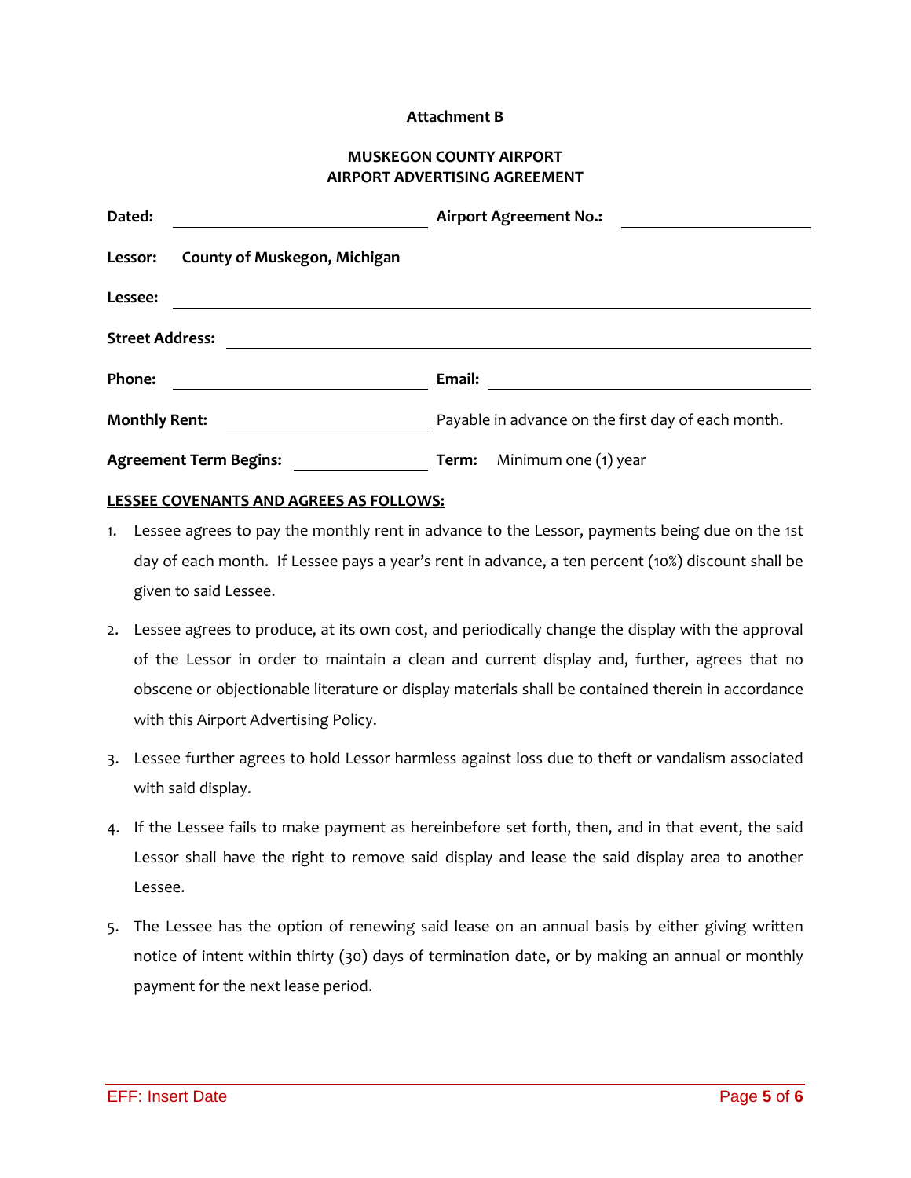**Attachment B**

**MUSKEGON COUNTY AIRPORT**
**AIRPORT ADVERTISING AGREEMENT**

**Dated:** \_\_\_\_\_\_\_\_\_\_\_\_\_\_\_\_\_\_\_\_ **Airport Agreement No.:** \_\_\_\_\_\_\_\_\_\_\_\_\_\_\_\_\_\_\_\_

**Lessor:** **County of Muskegon, Michigan**

**Lessee:** \_\_\_\_\_\_\_\_\_\_\_\_\_\_\_\_\_\_\_\_\_\_\_\_\_\_\_\_\_\_\_\_\_\_\_\_\_\_\_\_

**Street Address:** \_\_\_\_\_\_\_\_\_\_\_\_\_\_\_\_\_\_\_\_\_\_\_\_\_\_\_\_\_\_\_\_\_\_\_\_\_\_\_\_

**Phone:** \_\_\_\_\_\_\_\_\_\_\_\_\_\_\_\_\_\_\_\_ **Email:** \_\_\_\_\_\_\_\_\_\_\_\_\_\_\_\_\_\_\_\_

**Monthly Rent:** \_\_\_\_\_\_\_\_\_\_\_\_\_\_\_\_\_\_\_\_ Payable in advance on the first day of each month.

**Agreement Term Begins:** \_\_\_\_\_\_\_\_\_\_\_\_\_\_\_\_\_\_\_\_ **Term:** Minimum one (1) year

**LESSEE COVENANTS AND AGREES AS FOLLOWS:**

1. Lessee agrees to pay the monthly rent in advance to the Lessor, payments being due on the 1st day of each month. If Lessee pays a year's rent in advance, a ten percent (10%) discount shall be given to said Lessee.
2. Lessee agrees to produce, at its own cost, and periodically change the display with the approval of the Lessor in order to maintain a clean and current display and, further, agrees that no obscene or objectionable literature or display materials shall be contained therein in accordance with this Airport Advertising Policy.
3. Lessee further agrees to hold Lessor harmless against loss due to theft or vandalism associated with said display.
4. If the Lessee fails to make payment as hereinbefore set forth, then, and in that event, the said Lessor shall have the right to remove said display and lease the said display area to another Lessee.
5. The Lessee has the option of renewing said lease on an annual basis by either giving written notice of intent within thirty (30) days of termination date, or by making an annual or monthly payment for the next lease period.

EFF: Insert Date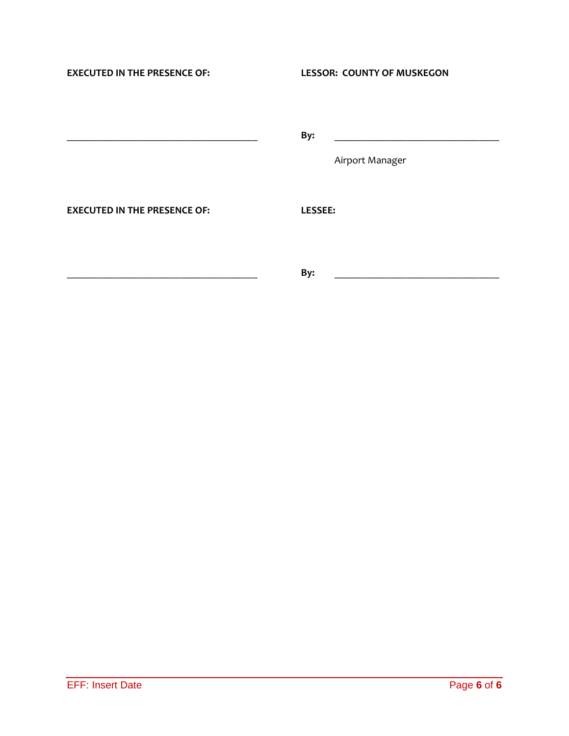**EXECUTED IN THE PRESENCE OF:** **LESSOR: COUNTY OF MUSKEGON**

\_\_\_\_\_\_\_\_\_\_\_\_\_\_\_\_\_\_\_\_\_\_\_\_\_\_\_\_\_\_\_\_\_\_\_\_\_\_\_\_ **By:** \_\_\_\_\_\_\_\_\_\_\_\_\_\_\_\_\_\_\_\_\_\_\_\_\_\_\_\_\_\_\_\_\_\_\_\_

Airport Manager

**EXECUTED IN THE PRESENCE OF:** **LESSEE:**

\_\_\_\_\_\_\_\_\_\_\_\_\_\_\_\_\_\_\_\_\_\_\_\_\_\_\_\_\_\_\_\_\_\_\_\_\_\_\_\_ **By:** \_\_\_\_\_\_\_\_\_\_\_\_\_\_\_\_\_\_\_\_\_\_\_\_\_\_\_\_\_\_\_\_\_\_\_\_

EFF: Insert Date